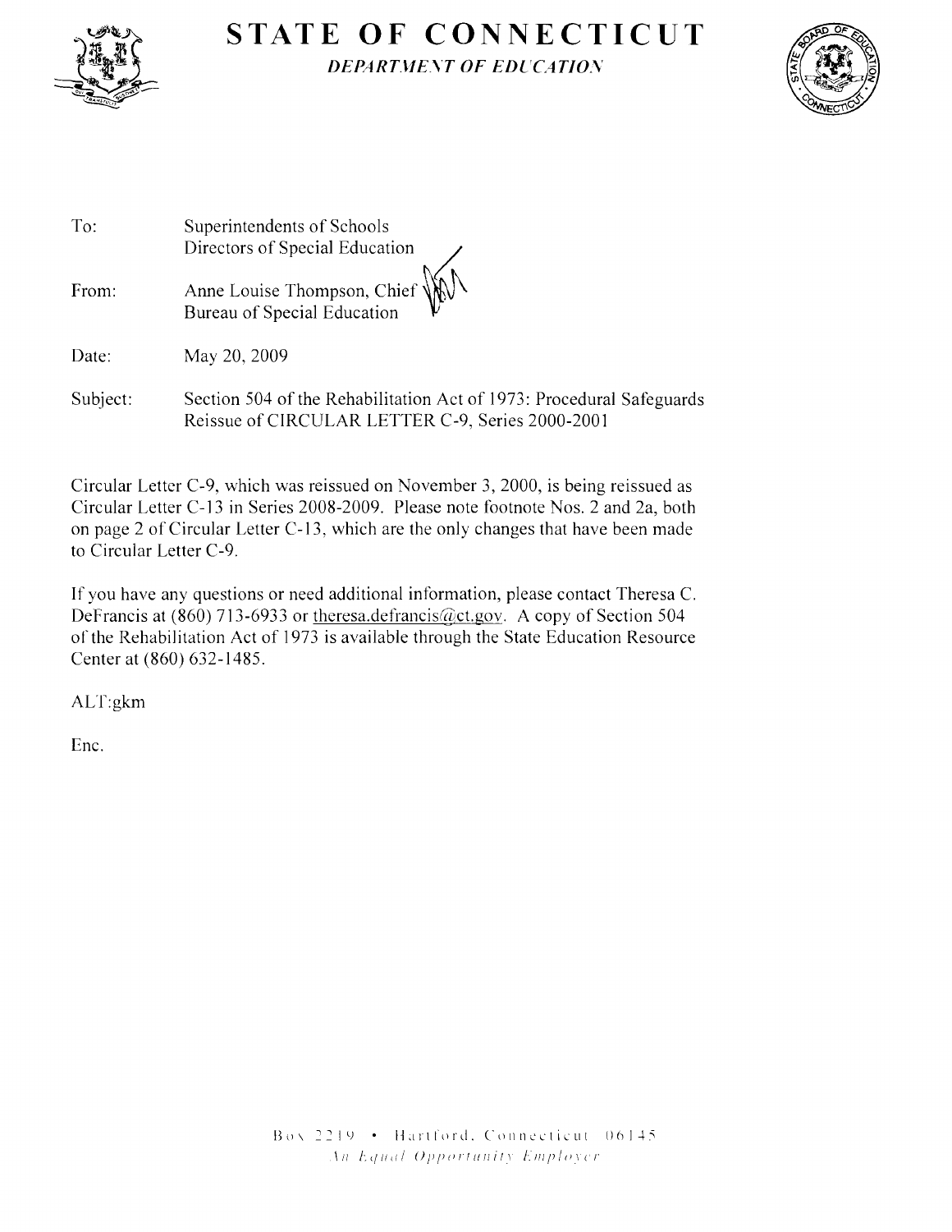# STATE OF CONNECTICUT

***DEPARTMENT OF EDUCATION***

To: Superintendents of Schools
Directors of Special Education

From: Anne Louise Thompson, Chief
Bureau of Special Education

Date: May 20, 2009

Subject: Section 504 of the Rehabilitation Act of 1973: Procedural Safeguards
Reissue of CIRCULAR LETTER C-9, Series 2000-2001

Circular Letter C-9, which was reissued on November 3, 2000, is being reissued as Circular Letter C-13 in Series 2008-2009. Please note footnote Nos. 2 and 2a, both on page 2 of Circular Letter C-13, which are the only changes that have been made to Circular Letter C-9.

If you have any questions or need additional information, please contact Theresa C. DeFrancis at (860) 713-6933 or theresa.defrancis@ct.gov. A copy of Section 504 of the Rehabilitation Act of 1973 is available through the State Education Resource Center at (860) 632-1485.

ALT:gkm

Enc.

Box 2219 • Hartford, Connecticut 06145
*An Equal Opportunity Employer*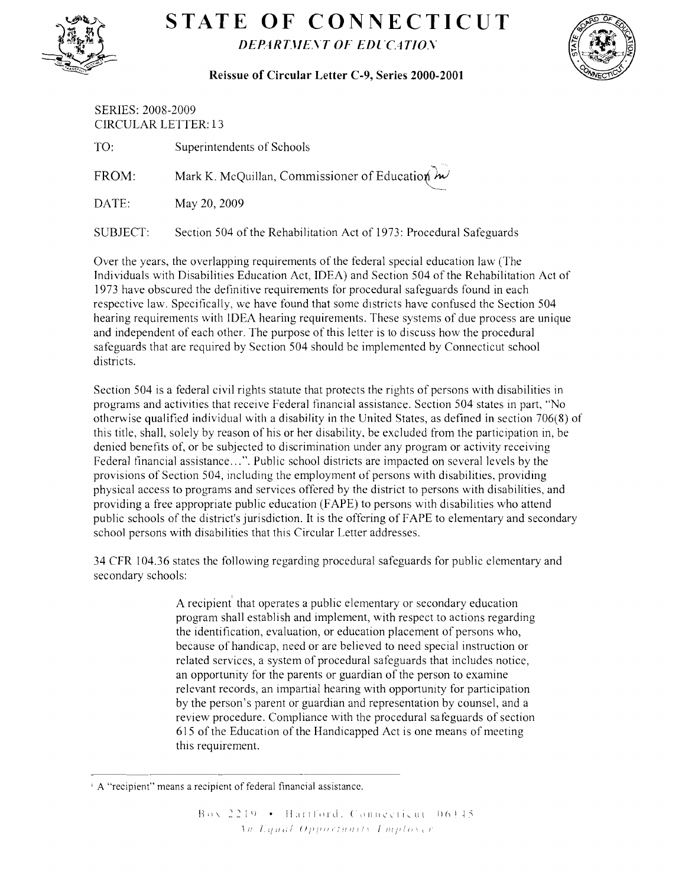# STATE OF CONNECTICUT

*DEPARTMENT OF EDUCATION*

**Reissue of Circular Letter C-9, Series 2000-2001**

SERIES: 2008-2009
CIRCULAR LETTER: 13

TO: Superintendents of Schools

FROM: Mark K. McQuillan, Commissioner of Education

DATE: May 20, 2009

SUBJECT: Section 504 of the Rehabilitation Act of 1973: Procedural Safeguards

Over the years, the overlapping requirements of the federal special education law (The Individuals with Disabilities Education Act, IDEA) and Section 504 of the Rehabilitation Act of 1973 have obscured the definitive requirements for procedural safeguards found in each respective law. Specifically, we have found that some districts have confused the Section 504 hearing requirements with IDEA hearing requirements. These systems of due process are unique and independent of each other. The purpose of this letter is to discuss how the procedural safeguards that are required by Section 504 should be implemented by Connecticut school districts.

Section 504 is a federal civil rights statute that protects the rights of persons with disabilities in programs and activities that receive Federal financial assistance. Section 504 states in part, "No otherwise qualified individual with a disability in the United States, as defined in section 706(8) of this title, shall, solely by reason of his or her disability, be excluded from the participation in, be denied benefits of, or be subjected to discrimination under any program or activity receiving Federal financial assistance…". Public school districts are impacted on several levels by the provisions of Section 504, including the employment of persons with disabilities, providing physical access to programs and services offered by the district to persons with disabilities, and providing a free appropriate public education (FAPE) to persons with disabilities who attend public schools of the district's jurisdiction. It is the offering of FAPE to elementary and secondary school persons with disabilities that this Circular Letter addresses.

34 CFR 104.36 states the following regarding procedural safeguards for public elementary and secondary schools:

> A recipient[1] that operates a public elementary or secondary education program shall establish and implement, with respect to actions regarding the identification, evaluation, or education placement of persons who, because of handicap, need or are believed to need special instruction or related services, a system of procedural safeguards that includes notice, an opportunity for the parents or guardian of the person to examine relevant records, an impartial hearing with opportunity for participation by the person's parent or guardian and representation by counsel, and a review procedure. Compliance with the procedural safeguards of section 615 of the Education of the Handicapped Act is one means of meeting this requirement.

[1] A "recipient" means a recipient of federal financial assistance.

Box 2219 • Hartford, Connecticut 06145
*An Equal Opportunity Employer*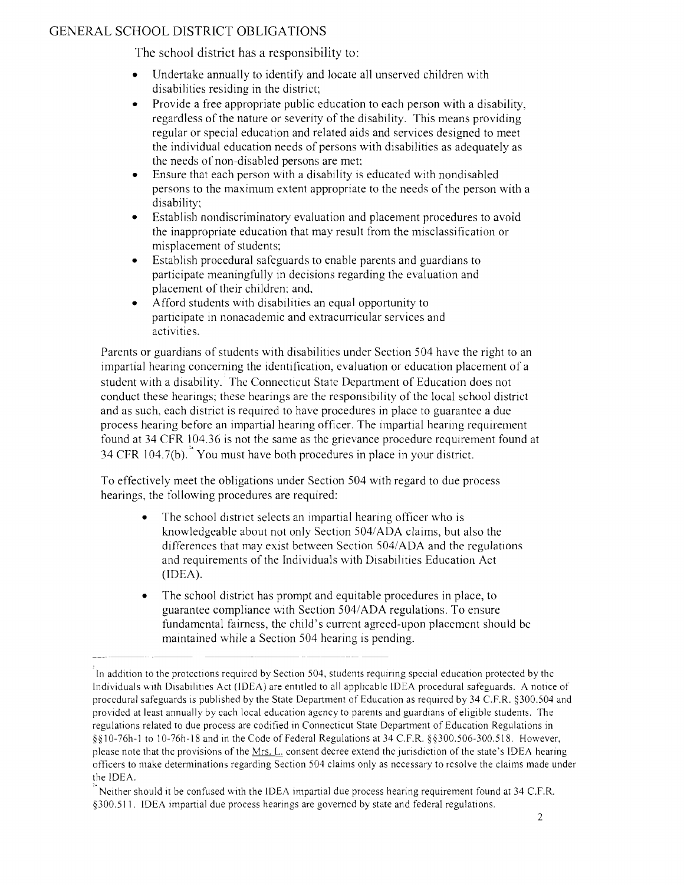## GENERAL SCHOOL DISTRICT OBLIGATIONS

The school district has a responsibility to:

- Undertake annually to identify and locate all unserved children with disabilities residing in the district;
- Provide a free appropriate public education to each person with a disability, regardless of the nature or severity of the disability. This means providing regular or special education and related aids and services designed to meet the individual education needs of persons with disabilities as adequately as the needs of non-disabled persons are met;
- Ensure that each person with a disability is educated with nondisabled persons to the maximum extent appropriate to the needs of the person with a disability;
- Establish nondiscriminatory evaluation and placement procedures to avoid the inappropriate education that may result from the misclassification or misplacement of students;
- Establish procedural safeguards to enable parents and guardians to participate meaningfully in decisions regarding the evaluation and placement of their children; and,
- Afford students with disabilities an equal opportunity to participate in nonacademic and extracurricular services and activities.

Parents or guardians of students with disabilities under Section 504 have the right to an impartial hearing concerning the identification, evaluation or education placement of a student with a disability.[2] The Connecticut State Department of Education does not conduct these hearings; these hearings are the responsibility of the local school district and as such, each district is required to have procedures in place to guarantee a due process hearing before an impartial hearing officer. The impartial hearing requirement found at 34 CFR 104.36 is not the same as the grievance procedure requirement found at 34 CFR 104.7(b).[3] You must have both procedures in place in your district.

To effectively meet the obligations under Section 504 with regard to due process hearings, the following procedures are required:

- The school district selects an impartial hearing officer who is knowledgeable about not only Section 504/ADA claims, but also the differences that may exist between Section 504/ADA and the regulations and requirements of the Individuals with Disabilities Education Act (IDEA).

- The school district has prompt and equitable procedures in place, to guarantee compliance with Section 504/ADA regulations. To ensure fundamental fairness, the child's current agreed-upon placement should be maintained while a Section 504 hearing is pending.

---

[2] In addition to the protections required by Section 504, students requiring special education protected by the Individuals with Disabilities Act (IDEA) are entitled to all applicable IDEA procedural safeguards. A notice of procedural safeguards is published by the State Department of Education as required by 34 C.F.R. §300.504 and provided at least annually by each local education agency to parents and guardians of eligible students. The regulations related to due process are codified in Connecticut State Department of Education Regulations in §§10-76h-1 to 10-76h-18 and in the Code of Federal Regulations at 34 C.F.R. §§300.506-300.518. However, please note that the provisions of the Mrs. L. consent decree extend the jurisdiction of the state's IDEA hearing officers to make determinations regarding Section 504 claims only as necessary to resolve the claims made under the IDEA.

[3] Neither should it be confused with the IDEA impartial due process hearing requirement found at 34 C.F.R. §300.511. IDEA impartial due process hearings are governed by state and federal regulations.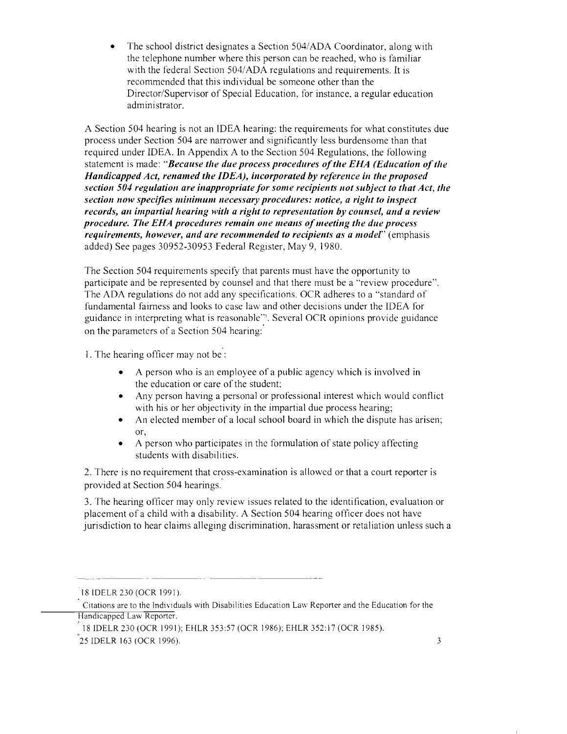- The school district designates a Section 504/ADA Coordinator, along with the telephone number where this person can be reached, who is familiar with the federal Section 504/ADA regulations and requirements. It is recommended that this individual be someone other than the Director/Supervisor of Special Education, for instance, a regular education administrator.

A Section 504 hearing is not an IDEA hearing: the requirements for what constitutes due process under Section 504 are narrower and significantly less burdensome than that required under IDEA. In Appendix A to the Section 504 Regulations, the following statement is made: "***Because the due process procedures of the EHA (Education of the Handicapped Act, renamed the IDEA), incorporated by reference in the proposed section 504 regulation are inappropriate for some recipients not subject to that Act, the section now specifies minimum necessary procedures: notice, a right to inspect records, an impartial hearing with a right to representation by counsel, and a review procedure. The EHA procedures remain one means of meeting the due process requirements, however, and are recommended to recipients as a model***" (emphasis added) See pages 30952-30953 Federal Register, May 9, 1980.

The Section 504 requirements specify that parents must have the opportunity to participate and be represented by counsel and that there must be a "review procedure". The ADA regulations do not add any specifications. OCR adheres to a "standard of fundamental fairness and looks to case law and other decisions under the IDEA for guidance in interpreting what is reasonable"[3]. Several OCR opinions provide guidance on the parameters of a Section 504 hearing:[4]

1. The hearing officer may not be[5]:

   - A person who is an employee of a public agency which is involved in the education or care of the student;
   - Any person having a personal or professional interest which would conflict with his or her objectivity in the impartial due process hearing;
   - An elected member of a local school board in which the dispute has arisen; or,
   - A person who participates in the formulation of state policy affecting students with disabilities.

2. There is no requirement that cross-examination is allowed or that a court reporter is provided at Section 504 hearings.[6]

3. The hearing officer may only review issues related to the identification, evaluation or placement of a child with a disability. A Section 504 hearing officer does not have jurisdiction to hear claims alleging discrimination, harassment or retaliation unless such a

---

[3] 18 IDELR 230 (OCR 1991).

[4] Citations are to the Individuals with Disabilities Education Law Reporter and the Education for the Handicapped Law Reporter.

[5] 18 IDELR 230 (OCR 1991); EHLR 353:57 (OCR 1986); EHLR 352:17 (OCR 1985).

[6] 25 IDELR 163 (OCR 1996).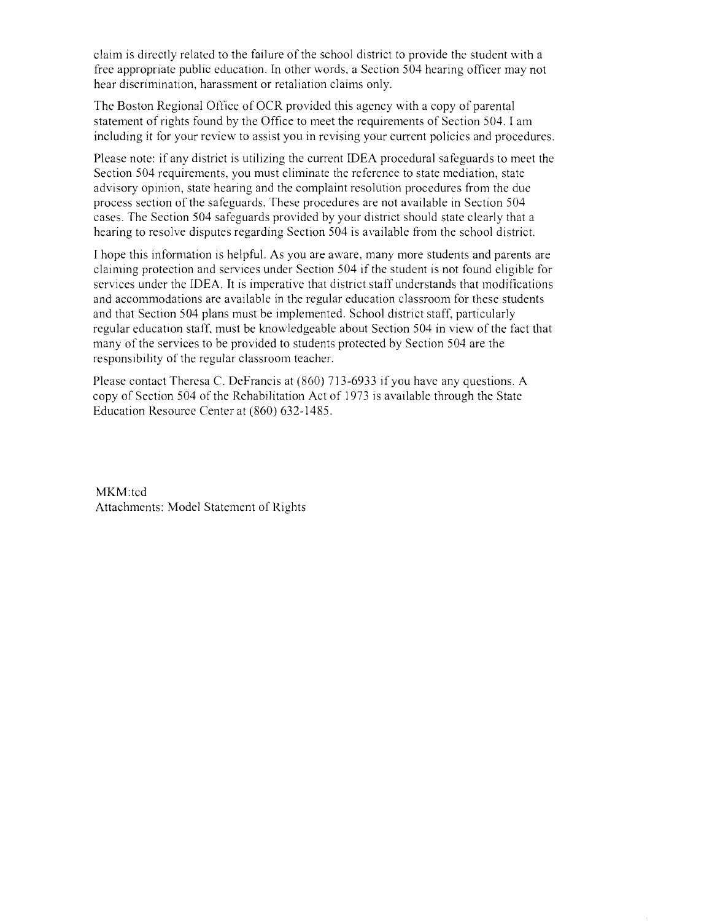claim is directly related to the failure of the school district to provide the student with a free appropriate public education. In other words, a Section 504 hearing officer may not hear discrimination, harassment or retaliation claims only.

The Boston Regional Office of OCR provided this agency with a copy of parental statement of rights found by the Office to meet the requirements of Section 504. I am including it for your review to assist you in revising your current policies and procedures.

Please note: if any district is utilizing the current IDEA procedural safeguards to meet the Section 504 requirements, you must eliminate the reference to state mediation, state advisory opinion, state hearing and the complaint resolution procedures from the due process section of the safeguards. These procedures are not available in Section 504 cases. The Section 504 safeguards provided by your district should state clearly that a hearing to resolve disputes regarding Section 504 is available from the school district.

I hope this information is helpful. As you are aware, many more students and parents are claiming protection and services under Section 504 if the student is not found eligible for services under the IDEA. It is imperative that district staff understands that modifications and accommodations are available in the regular education classroom for these students and that Section 504 plans must be implemented. School district staff, particularly regular education staff, must be knowledgeable about Section 504 in view of the fact that many of the services to be provided to students protected by Section 504 are the responsibility of the regular classroom teacher.

Please contact Theresa C. DeFrancis at (860) 713-6933 if you have any questions. A copy of Section 504 of the Rehabilitation Act of 1973 is available through the State Education Resource Center at (860) 632-1485.

MKM:tcd
Attachments: Model Statement of Rights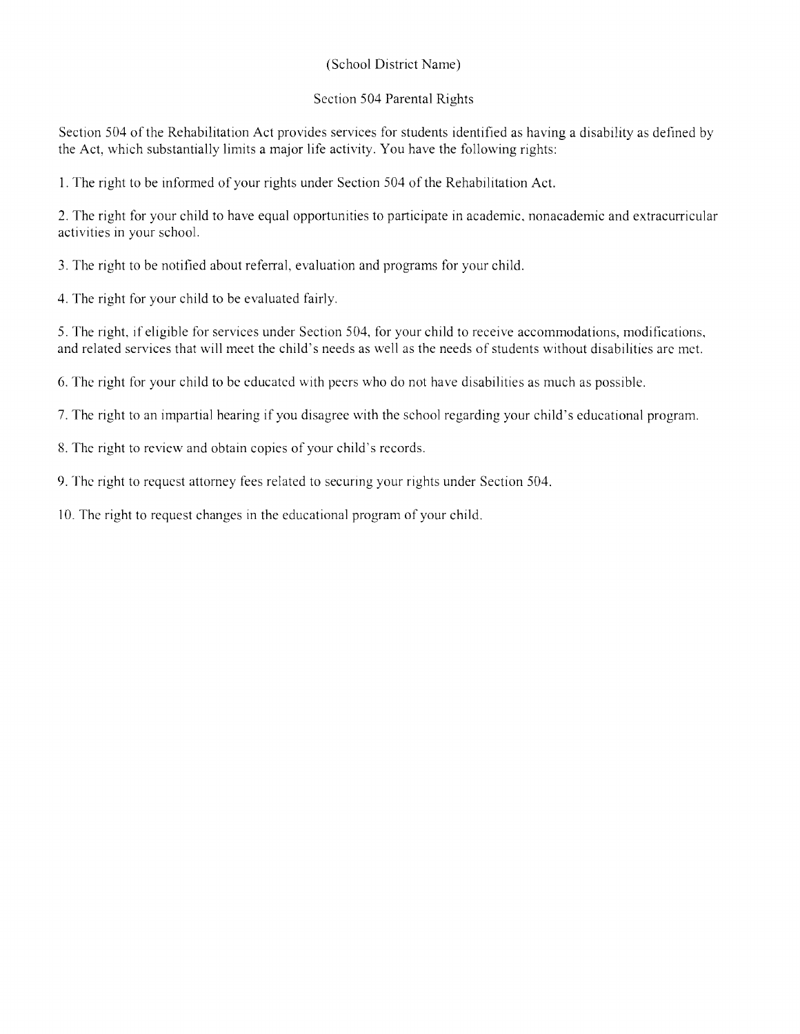(School District Name)

Section 504 Parental Rights

Section 504 of the Rehabilitation Act provides services for students identified as having a disability as defined by the Act, which substantially limits a major life activity. You have the following rights:

1. The right to be informed of your rights under Section 504 of the Rehabilitation Act.

2. The right for your child to have equal opportunities to participate in academic, nonacademic and extracurricular activities in your school.

3. The right to be notified about referral, evaluation and programs for your child.

4. The right for your child to be evaluated fairly.

5. The right, if eligible for services under Section 504, for your child to receive accommodations, modifications, and related services that will meet the child's needs as well as the needs of students without disabilities are met.

6. The right for your child to be educated with peers who do not have disabilities as much as possible.

7. The right to an impartial hearing if you disagree with the school regarding your child's educational program.

8. The right to review and obtain copies of your child's records.

9. The right to request attorney fees related to securing your rights under Section 504.

10. The right to request changes in the educational program of your child.